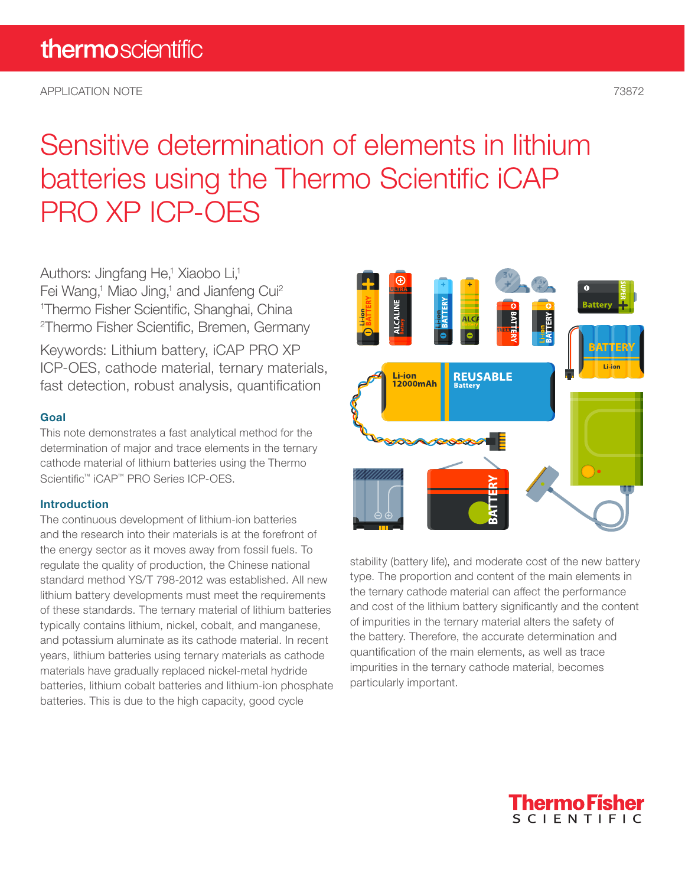thermoscientific

APPLICATION NOTE 73872

# Sensitive determination of elements in lithium batteries using the Thermo Scientific iCAP PRO XP ICP-OES

Authors: Jingfang He,[1] Xiaobo Li,[1] Fei Wang,[1] Miao Jing,[1] and Jianfeng Cui[2]
[1]Thermo Fisher Scientific, Shanghai, China
[2]Thermo Fisher Scientific, Bremen, Germany

Keywords: Lithium battery, iCAP PRO XP ICP-OES, cathode material, ternary materials, fast detection, robust analysis, quantification

## Goal

This note demonstrates a fast analytical method for the determination of major and trace elements in the ternary cathode material of lithium batteries using the Thermo Scientific™ iCAP™ PRO Series ICP-OES.

## Introduction

The continuous development of lithium-ion batteries and the research into their materials is at the forefront of the energy sector as it moves away from fossil fuels. To regulate the quality of production, the Chinese national standard method YS/T 798-2012 was established. All new lithium battery developments must meet the requirements of these standards. The ternary material of lithium batteries typically contains lithium, nickel, cobalt, and manganese, and potassium aluminate as its cathode material. In recent years, lithium batteries using ternary materials as cathode materials have gradually replaced nickel-metal hydride batteries, lithium cobalt batteries and lithium-ion phosphate batteries. This is due to the high capacity, good cycle stability (battery life), and moderate cost of the new battery type. The proportion and content of the main elements in the ternary cathode material can affect the performance and cost of the lithium battery significantly and the content of impurities in the ternary material alters the safety of the battery. Therefore, the accurate determination and quantification of the main elements, as well as trace impurities in the ternary cathode material, becomes particularly important.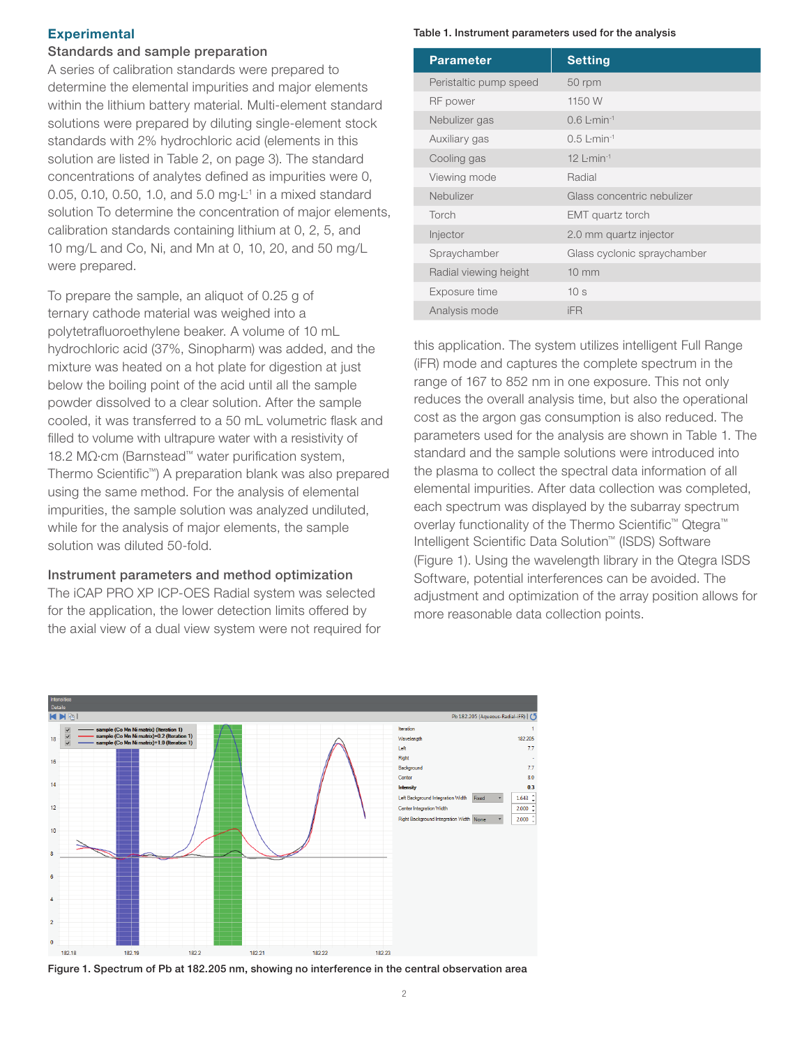## Experimental

### Standards and sample preparation

A series of calibration standards were prepared to determine the elemental impurities and major elements within the lithium battery material. Multi-element standard solutions were prepared by diluting single-element stock standards with 2% hydrochloric acid (elements in this solution are listed in Table 2, on page 3). The standard concentrations of analytes defined as impurities were 0, 0.05, 0.10, 0.50, 1.0, and 5.0 mg·L$^{-1}$ in a mixed standard solution To determine the concentration of major elements, calibration standards containing lithium at 0, 2, 5, and 10 mg/L and Co, Ni, and Mn at 0, 10, 20, and 50 mg/L were prepared.

To prepare the sample, an aliquot of 0.25 g of ternary cathode material was weighed into a polytetrafluoroethylene beaker. A volume of 10 mL hydrochloric acid (37%, Sinopharm) was added, and the mixture was heated on a hot plate for digestion at just below the boiling point of the acid until all the sample powder dissolved to a clear solution. After the sample cooled, it was transferred to a 50 mL volumetric flask and filled to volume with ultrapure water with a resistivity of 18.2 MΩ·cm (Barnstead™ water purification system, Thermo Scientific™) A preparation blank was also prepared using the same method. For the analysis of elemental impurities, the sample solution was analyzed undiluted, while for the analysis of major elements, the sample solution was diluted 50-fold.

### Instrument parameters and method optimization

The iCAP PRO XP ICP-OES Radial system was selected for the application, the lower detection limits offered by the axial view of a dual view system were not required for this application. The system utilizes intelligent Full Range (iFR) mode and captures the complete spectrum in the range of 167 to 852 nm in one exposure. This not only reduces the overall analysis time, but also the operational cost as the argon gas consumption is also reduced. The parameters used for the analysis are shown in Table 1. The standard and the sample solutions were introduced into the plasma to collect the spectral data information of all elemental impurities. After data collection was completed, each spectrum was displayed by the subarray spectrum overlay functionality of the Thermo Scientific™ Qtegra™ Intelligent Scientific Data Solution™ (ISDS) Software (Figure 1). Using the wavelength library in the Qtegra ISDS Software, potential interferences can be avoided. The adjustment and optimization of the array position allows for more reasonable data collection points.

Table 1. Instrument parameters used for the analysis

| Parameter | Setting |
|---|---|
| Peristaltic pump speed | 50 rpm |
| RF power | 1150 W |
| Nebulizer gas | 0.6 L·min$^{-1}$ |
| Auxiliary gas | 0.5 L·min$^{-1}$ |
| Cooling gas | 12 L·min$^{-1}$ |
| Viewing mode | Radial |
| Nebulizer | Glass concentric nebulizer |
| Torch | EMT quartz torch |
| Injector | 2.0 mm quartz injector |
| Spraychamber | Glass cyclonic spraychamber |
| Radial viewing height | 10 mm |
| Exposure time | 10 s |
| Analysis mode | iFR |

Intensities
Details
Pb 182.205 (Aqueous-Radial-iFR)
sample (Co Mn Ni matrix) (Iteration 1)
sample (Co Mn Ni matrix)+0.2 (Iteration 1)
sample (Co Mn Ni matrix)+1.0 (Iteration 1)
18
16
14
12
10
8
6
4
2
0
182.18
182.19
182.2
182.21
182.22
182.23
Iteration 1
Wavelength 182.205
Left 7.7
Right -
Background 7.7
Center 8.0
Intensity 0.3
Left Background Integration Width Fixed 1.643
Center Integration Width 2.000
Right Background Integration Width None 2.000

Figure 1. Spectrum of Pb at 182.205 nm, showing no interference in the central observation area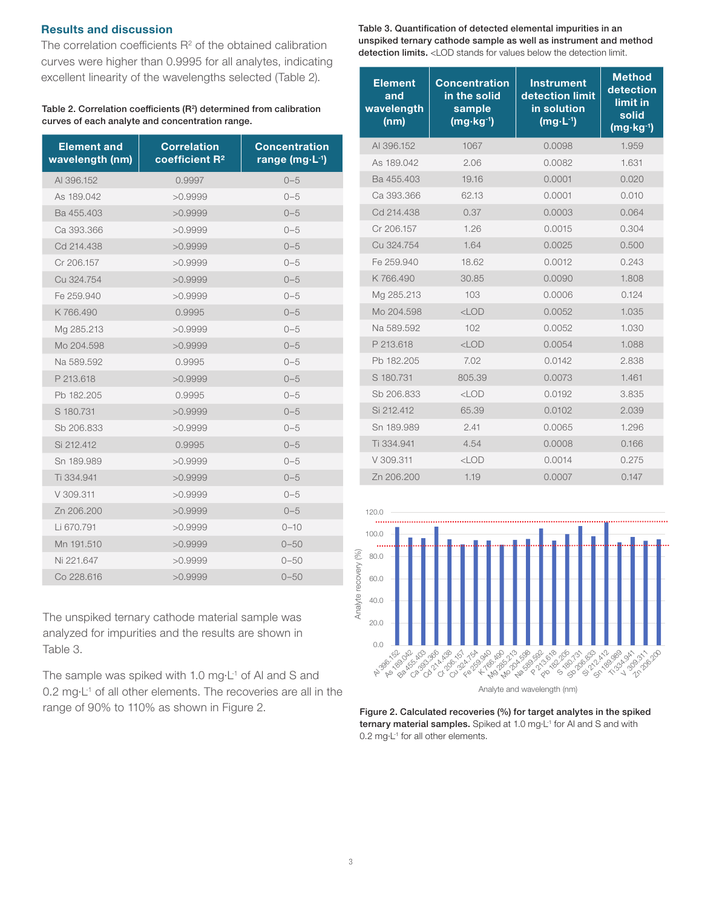## Results and discussion

The correlation coefficients $R^2$ of the obtained calibration curves were higher than 0.9995 for all analytes, indicating excellent linearity of the wavelengths selected (Table 2).

**Table 2. Correlation coefficients ($R^2$) determined from calibration curves of each analyte and concentration range.**

| Element and wavelength (nm) | Correlation coefficient $R^2$ | Concentration range ($mg \cdot L^{-1}$) |
|---|---|---|
| Al 396.152 | 0.9997 | 0–5 |
| As 189.042 | >0.9999 | 0–5 |
| Ba 455.403 | >0.9999 | 0–5 |
| Ca 393.366 | >0.9999 | 0–5 |
| Cd 214.438 | >0.9999 | 0–5 |
| Cr 206.157 | >0.9999 | 0–5 |
| Cu 324.754 | >0.9999 | 0–5 |
| Fe 259.940 | >0.9999 | 0–5 |
| K 766.490 | 0.9995 | 0–5 |
| Mg 285.213 | >0.9999 | 0–5 |
| Mo 204.598 | >0.9999 | 0–5 |
| Na 589.592 | 0.9995 | 0–5 |
| P 213.618 | >0.9999 | 0–5 |
| Pb 182.205 | 0.9995 | 0–5 |
| S 180.731 | >0.9999 | 0–5 |
| Sb 206.833 | >0.9999 | 0–5 |
| Si 212.412 | 0.9995 | 0–5 |
| Sn 189.989 | >0.9999 | 0–5 |
| Ti 334.941 | >0.9999 | 0–5 |
| V 309.311 | >0.9999 | 0–5 |
| Zn 206.200 | >0.9999 | 0–5 |
| Li 670.791 | >0.9999 | 0–10 |
| Mn 191.510 | >0.9999 | 0–50 |
| Ni 221.647 | >0.9999 | 0–50 |
| Co 228.616 | >0.9999 | 0–50 |

The unspiked ternary cathode material sample was analyzed for impurities and the results are shown in Table 3.

The sample was spiked with 1.0 $mg \cdot L^{-1}$ of Al and S and 0.2 $mg \cdot L^{-1}$ of all other elements. The recoveries are all in the range of 90% to 110% as shown in Figure 2.

**Table 3. Quantification of detected elemental impurities in an unspiked ternary cathode sample as well as instrument and method detection limits.** <LOD stands for values below the detection limit.

| Element and wavelength (nm) | Concentration in the solid sample ($mg \cdot kg^{-1}$) | Instrument detection limit in solution ($mg \cdot L^{-1}$) | Method detection limit in solid ($mg \cdot kg^{-1}$) |
|---|---|---|---|
| Al 396.152 | 1067 | 0.0098 | 1.959 |
| As 189.042 | 2.06 | 0.0082 | 1.631 |
| Ba 455.403 | 19.16 | 0.0001 | 0.020 |
| Ca 393.366 | 62.13 | 0.0001 | 0.010 |
| Cd 214.438 | 0.37 | 0.0003 | 0.064 |
| Cr 206.157 | 1.26 | 0.0015 | 0.304 |
| Cu 324.754 | 1.64 | 0.0025 | 0.500 |
| Fe 259.940 | 18.62 | 0.0012 | 0.243 |
| K 766.490 | 30.85 | 0.0090 | 1.808 |
| Mg 285.213 | 103 | 0.0006 | 0.124 |
| Mo 204.598 | <LOD | 0.0052 | 1.035 |
| Na 589.592 | 102 | 0.0052 | 1.030 |
| P 213.618 | <LOD | 0.0054 | 1.088 |
| Pb 182.205 | 7.02 | 0.0142 | 2.838 |
| S 180.731 | 805.39 | 0.0073 | 1.461 |
| Sb 206.833 | <LOD | 0.0192 | 3.835 |
| Si 212.412 | 65.39 | 0.0102 | 2.039 |
| Sn 189.989 | 2.41 | 0.0065 | 1.296 |
| Ti 334.941 | 4.54 | 0.0008 | 0.166 |
| V 309.311 | <LOD | 0.0014 | 0.275 |
| Zn 206.200 | 1.19 | 0.0007 | 0.147 |

**Figure 2. Calculated recoveries (%) for target analytes in the spiked ternary material samples.** Spiked at 1.0 $mg \cdot L^{-1}$ for Al and S and with 0.2 $mg \cdot L^{-1}$ for all other elements.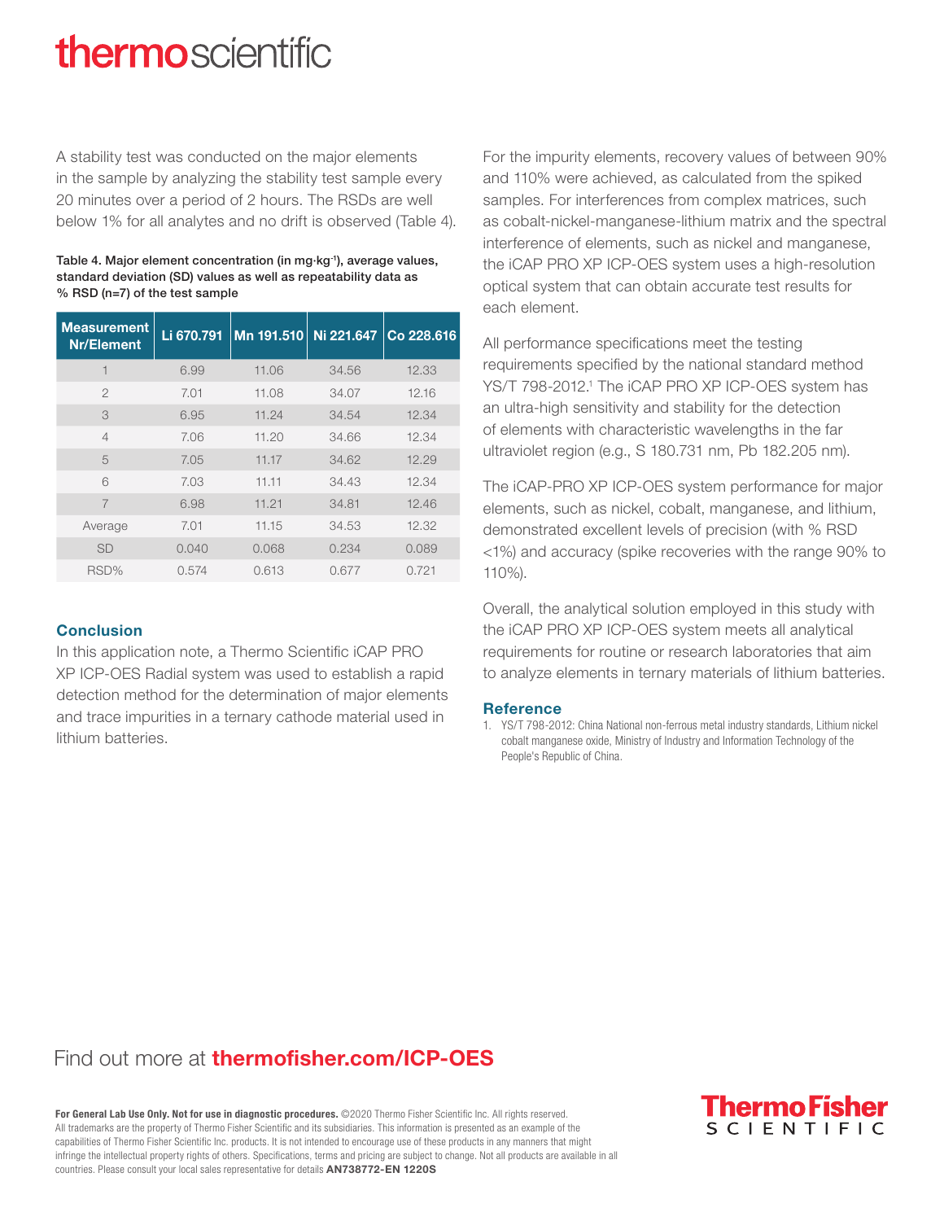A stability test was conducted on the major elements in the sample by analyzing the stability test sample every 20 minutes over a period of 2 hours. The RSDs are well below 1% for all analytes and no drift is observed (Table 4).

**Table 4. Major element concentration (in mg·kg$^{-1}$), average values, standard deviation (SD) values as well as repeatability data as % RSD (n=7) of the test sample**

| Measurement Nr/Element | Li 670.791 | Mn 191.510 | Ni 221.647 | Co 228.616 |
|---|---|---|---|---|
| 1 | 6.99 | 11.06 | 34.56 | 12.33 |
| 2 | 7.01 | 11.08 | 34.07 | 12.16 |
| 3 | 6.95 | 11.24 | 34.54 | 12.34 |
| 4 | 7.06 | 11.20 | 34.66 | 12.34 |
| 5 | 7.05 | 11.17 | 34.62 | 12.29 |
| 6 | 7.03 | 11.11 | 34.43 | 12.34 |
| 7 | 6.98 | 11.21 | 34.81 | 12.46 |
| Average | 7.01 | 11.15 | 34.53 | 12.32 |
| SD | 0.040 | 0.068 | 0.234 | 0.089 |
| RSD% | 0.574 | 0.613 | 0.677 | 0.721 |

## Conclusion

In this application note, a Thermo Scientific iCAP PRO XP ICP-OES Radial system was used to establish a rapid detection method for the determination of major elements and trace impurities in a ternary cathode material used in lithium batteries.

For the impurity elements, recovery values of between 90% and 110% were achieved, as calculated from the spiked samples. For interferences from complex matrices, such as cobalt-nickel-manganese-lithium matrix and the spectral interference of elements, such as nickel and manganese, the iCAP PRO XP ICP-OES system uses a high-resolution optical system that can obtain accurate test results for each element.

All performance specifications meet the testing requirements specified by the national standard method YS/T 798-2012.[1] The iCAP PRO XP ICP-OES system has an ultra-high sensitivity and stability for the detection of elements with characteristic wavelengths in the far ultraviolet region (e.g., S 180.731 nm, Pb 182.205 nm).

The iCAP-PRO XP ICP-OES system performance for major elements, such as nickel, cobalt, manganese, and lithium, demonstrated excellent levels of precision (with % RSD <1%) and accuracy (spike recoveries with the range 90% to 110%).

Overall, the analytical solution employed in this study with the iCAP PRO XP ICP-OES system meets all analytical requirements for routine or research laboratories that aim to analyze elements in ternary materials of lithium batteries.

## Reference

1. YS/T 798-2012: China National non-ferrous metal industry standards, Lithium nickel cobalt manganese oxide, Ministry of Industry and Information Technology of the People's Republic of China.

Find out more at **thermofisher.com/ICP-OES**

**For General Lab Use Only. Not for use in diagnostic procedures.** ©2020 Thermo Fisher Scientific Inc. All rights reserved. All trademarks are the property of Thermo Fisher Scientific and its subsidiaries. This information is presented as an example of the capabilities of Thermo Fisher Scientific Inc. products. It is not intended to encourage use of these products in any manners that might infringe the intellectual property rights of others. Specifications, terms and pricing are subject to change. Not all products are available in all countries. Please consult your local sales representative for details **AN738772-EN 1220S**